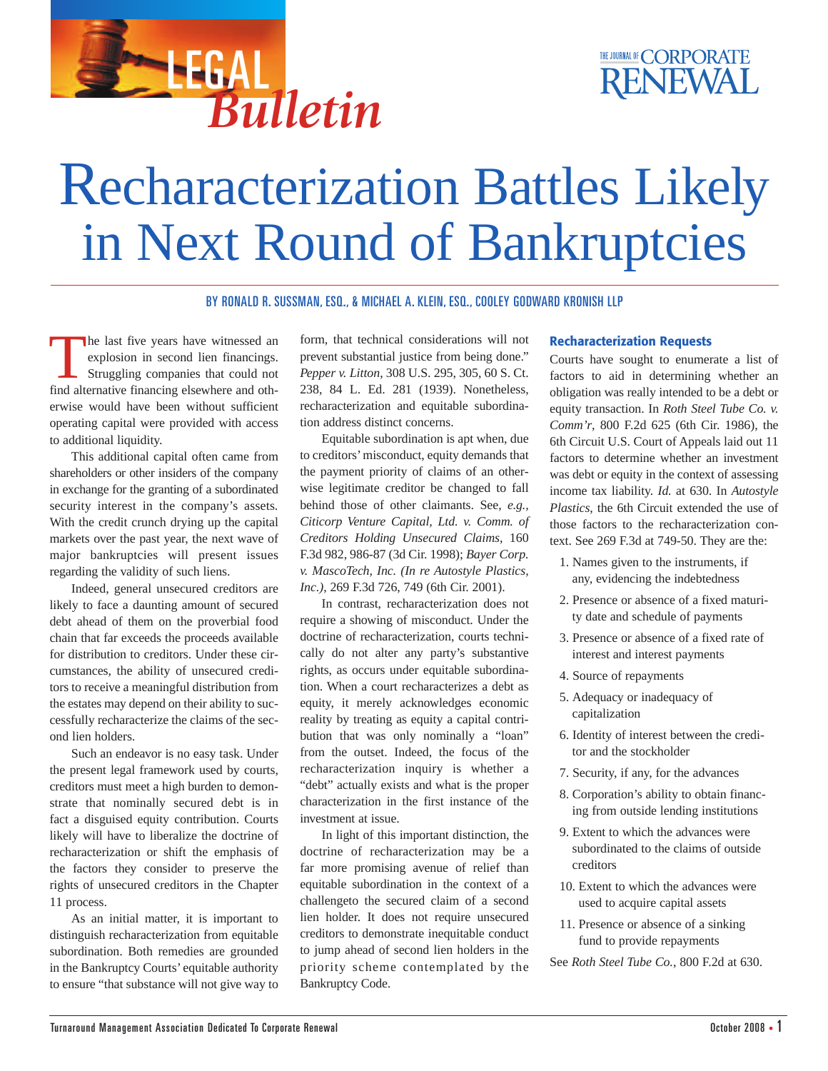LEGAL *Bulletin*

THE JOURNAL OF CORPORATE RENEWAL

# Recharacterization Battles Likely in Next Round of Bankruptcies

BY RONALD R. SUSSMAN, ESQ., & MICHAEL A. KLEIN, ESQ., COOLEY GODWARD KRONISH LLP

The last five years have witnessed an explosion in second lien financings. Struggling companies that could not find alternative financing elsewhere and otherwise would have been without sufficient operating capital were provided with access to additional liquidity.

This additional capital often came from shareholders or other insiders of the company in exchange for the granting of a subordinated security interest in the company's assets. With the credit crunch drying up the capital markets over the past year, the next wave of major bankruptcies will present issues regarding the validity of such liens.

Indeed, general unsecured creditors are likely to face a daunting amount of secured debt ahead of them on the proverbial food chain that far exceeds the proceeds available for distribution to creditors. Under these circumstances, the ability of unsecured creditors to receive a meaningful distribution from the estates may depend on their ability to successfully recharacterize the claims of the second lien holders.

Such an endeavor is no easy task. Under the present legal framework used by courts, creditors must meet a high burden to demonstrate that nominally secured debt is in fact a disguised equity contribution. Courts likely will have to liberalize the doctrine of recharacterization or shift the emphasis of the factors they consider to preserve the rights of unsecured creditors in the Chapter 11 process.

As an initial matter, it is important to distinguish recharacterization from equitable subordination. Both remedies are grounded in the Bankruptcy Courts' equitable authority to ensure "that substance will not give way to form, that technical considerations will not prevent substantial justice from being done." *Pepper v. Litton*, 308 U.S. 295, 305, 60 S. Ct. 238, 84 L. Ed. 281 (1939). Nonetheless, recharacterization and equitable subordination address distinct concerns.

Equitable subordination is apt when, due to creditors' misconduct, equity demands that the payment priority of claims of an otherwise legitimate creditor be changed to fall behind those of other claimants. See, *e.g.*, *Citicorp Venture Capital, Ltd. v. Comm. of Creditors Holding Unsecured Claims*, 160 F.3d 982, 986-87 (3d Cir. 1998); *Bayer Corp. v. MascoTech, Inc. (In re Autostyle Plastics, Inc.)*, 269 F.3d 726, 749 (6th Cir. 2001).

In contrast, recharacterization does not require a showing of misconduct. Under the doctrine of recharacterization, courts technically do not alter any party's substantive rights, as occurs under equitable subordination. When a court recharacterizes a debt as equity, it merely acknowledges economic reality by treating as equity a capital contribution that was only nominally a "loan" from the outset. Indeed, the focus of the recharacterization inquiry is whether a "debt" actually exists and what is the proper characterization in the first instance of the investment at issue.

In light of this important distinction, the doctrine of recharacterization may be a far more promising avenue of relief than equitable subordination in the context of a challengeto the secured claim of a second lien holder. It does not require unsecured creditors to demonstrate inequitable conduct to jump ahead of second lien holders in the priority scheme contemplated by the Bankruptcy Code.

## Recharacterization Requests

Courts have sought to enumerate a list of factors to aid in determining whether an obligation was really intended to be a debt or equity transaction. In *Roth Steel Tube Co. v. Comm'r*, 800 F.2d 625 (6th Cir. 1986), the 6th Circuit U.S. Court of Appeals laid out 11 factors to determine whether an investment was debt or equity in the context of assessing income tax liability. *Id.* at 630. In *Autostyle Plastics*, the 6th Circuit extended the use of those factors to the recharacterization context. See 269 F.3d at 749-50. They are the:

1. Names given to the instruments, if any, evidencing the indebtedness
2. Presence or absence of a fixed maturity date and schedule of payments
3. Presence or absence of a fixed rate of interest and interest payments
4. Source of repayments
5. Adequacy or inadequacy of capitalization
6. Identity of interest between the creditor and the stockholder
7. Security, if any, for the advances
8. Corporation's ability to obtain financing from outside lending institutions
9. Extent to which the advances were subordinated to the claims of outside creditors
10. Extent to which the advances were used to acquire capital assets
11. Presence or absence of a sinking fund to provide repayments

See *Roth Steel Tube Co.*, 800 F.2d at 630.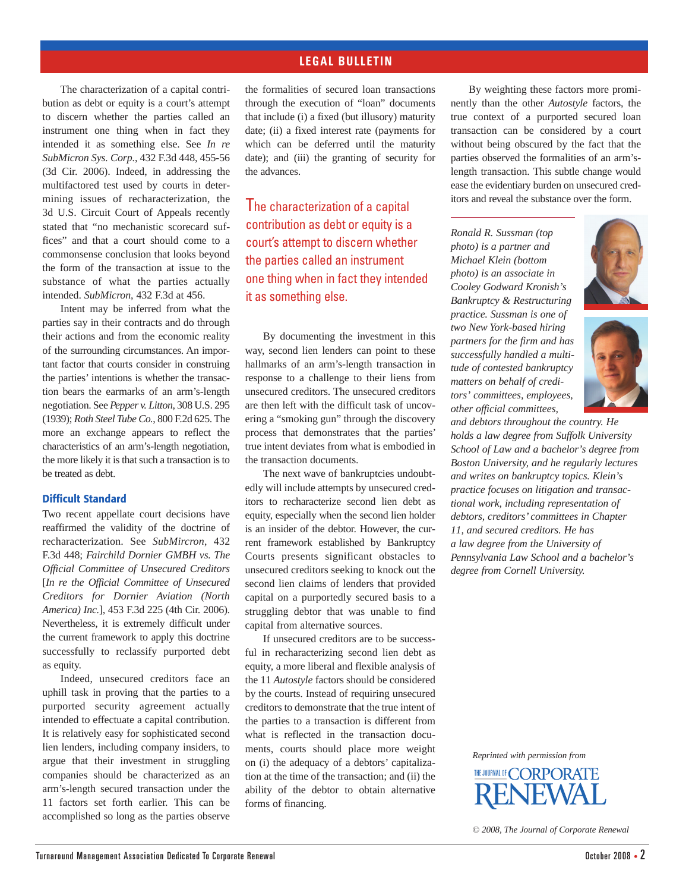The characterization of a capital contribution as debt or equity is a court's attempt to discern whether the parties called an instrument one thing when in fact they intended it as something else. See *In re SubMicron Sys. Corp.*, 432 F.3d 448, 455-56 (3d Cir. 2006). Indeed, in addressing the multifactored test used by courts in determining issues of recharacterization, the 3d U.S. Circuit Court of Appeals recently stated that "no mechanistic scorecard suffices" and that a court should come to a commonsense conclusion that looks beyond the form of the transaction at issue to the substance of what the parties actually intended. *SubMicron*, 432 F.3d at 456.

Intent may be inferred from what the parties say in their contracts and do through their actions and from the economic reality of the surrounding circumstances. An important factor that courts consider in construing the parties' intentions is whether the transaction bears the earmarks of an arm's-length negotiation. See *Pepper v. Litton*, 308 U.S. 295 (1939); *Roth Steel Tube Co.*, 800 F.2d 625. The more an exchange appears to reflect the characteristics of an arm's-length negotiation, the more likely it is that such a transaction is to be treated as debt.

### Difficult Standard

Two recent appellate court decisions have reaffirmed the validity of the doctrine of recharacterization. See *SubMircron*, 432 F.3d 448; *Fairchild Dornier GMBH vs. The Official Committee of Unsecured Creditors* [*In re the Official Committee of Unsecured Creditors for Dornier Aviation (North America) Inc.*], 453 F.3d 225 (4th Cir. 2006). Nevertheless, it is extremely difficult under the current framework to apply this doctrine successfully to reclassify purported debt as equity.

Indeed, unsecured creditors face an uphill task in proving that the parties to a purported security agreement actually intended to effectuate a capital contribution. It is relatively easy for sophisticated second lien lenders, including company insiders, to argue that their investment in struggling companies should be characterized as an arm's-length secured transaction under the 11 factors set forth earlier. This can be accomplished so long as the parties observe the formalities of secured loan transactions through the execution of "loan" documents that include (i) a fixed (but illusory) maturity date; (ii) a fixed interest rate (payments for which can be deferred until the maturity date); and (iii) the granting of security for the advances.

> The characterization of a capital contribution as debt or equity is a court's attempt to discern whether the parties called an instrument one thing when in fact they intended it as something else.

By documenting the investment in this way, second lien lenders can point to these hallmarks of an arm's-length transaction in response to a challenge to their liens from unsecured creditors. The unsecured creditors are then left with the difficult task of uncovering a "smoking gun" through the discovery process that demonstrates that the parties' true intent deviates from what is embodied in the transaction documents.

The next wave of bankruptcies undoubtedly will include attempts by unsecured creditors to recharacterize second lien debt as equity, especially when the second lien holder is an insider of the debtor. However, the current framework established by Bankruptcy Courts presents significant obstacles to unsecured creditors seeking to knock out the second lien claims of lenders that provided capital on a purportedly secured basis to a struggling debtor that was unable to find capital from alternative sources.

If unsecured creditors are to be successful in recharacterizing second lien debt as equity, a more liberal and flexible analysis of the 11 *Autostyle* factors should be considered by the courts. Instead of requiring unsecured creditors to demonstrate that the true intent of the parties to a transaction is different from what is reflected in the transaction documents, courts should place more weight on (i) the adequacy of a debtors' capitalization at the time of the transaction; and (ii) the ability of the debtor to obtain alternative forms of financing.

By weighting these factors more prominently than the other *Autostyle* factors, the true context of a purported secured loan transaction can be considered by a court without being obscured by the fact that the parties observed the formalities of an arm's-length transaction. This subtle change would ease the evidentiary burden on unsecured creditors and reveal the substance over the form.

---

*Ronald R. Sussman (top photo) is a partner and Michael Klein (bottom photo) is an associate in Cooley Godward Kronish's Bankruptcy & Restructuring practice. Sussman is one of two New York-based hiring partners for the firm and has successfully handled a multitude of contested bankruptcy matters on behalf of creditors' committees, employees, other official committees, and debtors throughout the country. He holds a law degree from Suffolk University School of Law and a bachelor's degree from Boston University, and he regularly lectures and writes on bankruptcy topics. Klein's practice focuses on litigation and transactional work, including representation of debtors, creditors' committees in Chapter 11, and secured creditors. He has a law degree from the University of Pennsylvania Law School and a bachelor's degree from Cornell University.*

*Reprinted with permission from*

THE JOURNAL OF CORPORATE RENEWAL

*© 2008, The Journal of Corporate Renewal*